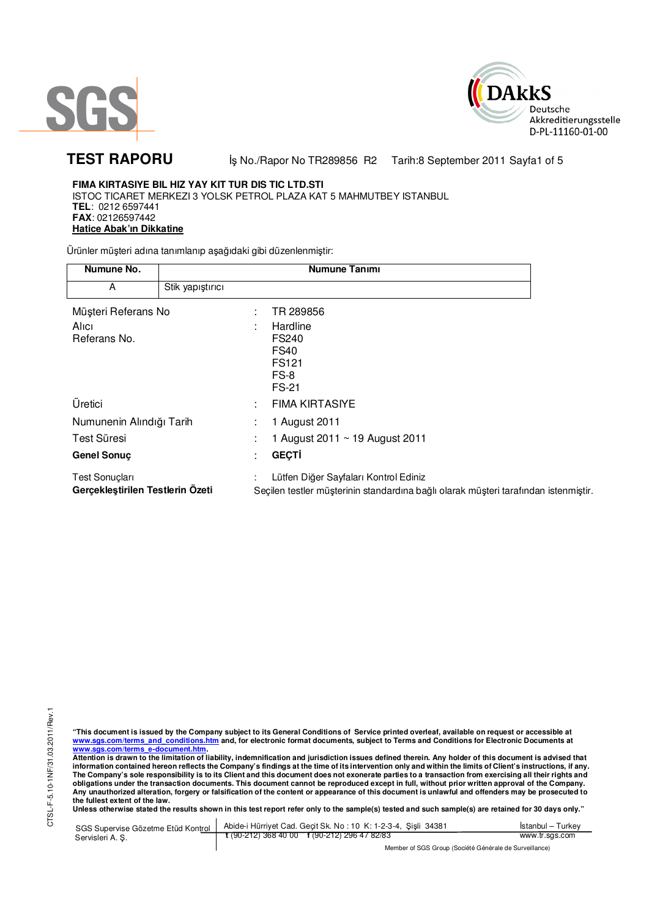SGS

DAkkS
Deutsche
Akkreditierungsstelle
D-PL-11160-01-00

# TEST RAPORU

İş No./Rapor No TR289856 R2 Tarih:8 September 2011 Sayfa1 of 5

**FIMA KIRTASIYE BIL HIZ YAY KIT TUR DIS TIC LTD.STI**
ISTOC TICARET MERKEZI 3 YOLSK PETROL PLAZA KAT 5 MAHMUTBEY ISTANBUL
**TEL**: 0212 6597441
**FAX**: 02126597442
**Hatice Abak'ın Dikkatine**

Ürünler müşteri adına tanımlanıp aşağıdaki gibi düzenlenmiştir:

| Numune No. | Numune Tanımı |
|---|---|
| A | Stik yapıştırıcı |

| | | |
|---|---|---|
| Müşteri Referans No | : | TR 289856 |
| Alıcı<br>Referans No. | : | Hardline<br>FS240<br>FS40<br>FS121<br>FS-8<br>FS-21 |
| Üretici | : | FIMA KIRTASIYE |
| Numunenin Alındığı Tarih | : | 1 August 2011 |
| Test Süresi | : | 1 August 2011 ~ 19 August 2011 |
| **Genel Sonuç** | : | **GEÇTİ** |
| Test Sonuçları | : | Lütfen Diğer Sayfaları Kontrol Ediniz |
| **Gerçekleştirilen Testlerin Özeti** | | Seçilen testler müşterinin standardına bağlı olarak müşteri tarafından istenmiştir. |

CTSL-F-5.10-1NF/31.03.2011/Rev.1

**"This document is issued by the Company subject to its General Conditions of Service printed overleaf, available on request or accessible at www.sgs.com/terms_and_conditions.htm and, for electronic format documents, subject to Terms and Conditions for Electronic Documents at www.sgs.com/terms_e-document.htm.**
**Attention is drawn to the limitation of liability, indemnification and jurisdiction issues defined therein. Any holder of this document is advised that information contained hereon reflects the Company's findings at the time of its intervention only and within the limits of Client's instructions, if any. The Company's sole responsibility is to its Client and this document does not exonerate parties to a transaction from exercising all their rights and obligations under the transaction documents. This document cannot be reproduced except in full, without prior written approval of the Company. Any unauthorized alteration, forgery or falsification of the content or appearance of this document is unlawful and offenders may be prosecuted to the fullest extent of the law.**
**Unless otherwise stated the results shown in this test report refer only to the sample(s) tested and such sample(s) are retained for 30 days only."**

SGS Supervise Gözetme Etüd Kontrol Servisleri A. Ş. | Abide-i Hürriyet Cad. Geçit Sk. No : 10 K: 1-2-3-4, Şişli 34381 t (90-212) 368 40 00 f (90-212) 296 47 82/83 | İstanbul – Turkey www.tr.sgs.com

Member of SGS Group (Société Générale de Surveillance)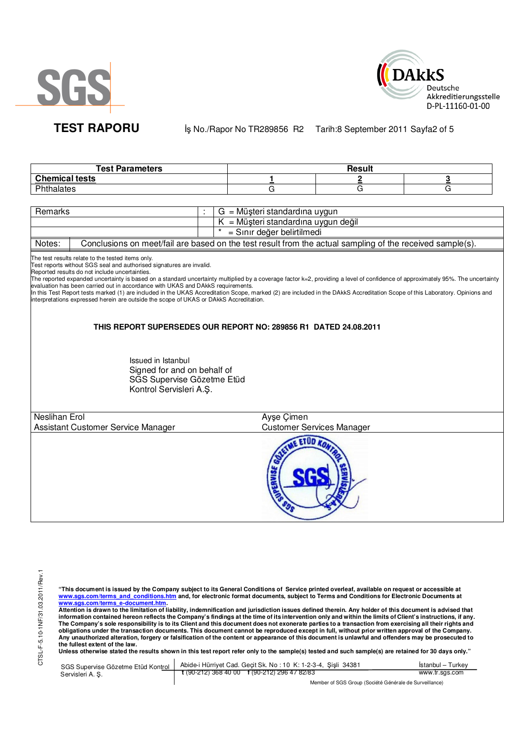**TEST RAPORU** İş No./Rapor No TR289856 R2 Tarih:8 September 2011 Sayfa2 of 5

| Test Parameters | Result | | |
|---|---|---|---|
| **Chemical tests** | 1 | 2 | 3 |
| Phthalates | G | G | G |

| | | |
|---|---|---|
| Remarks | : | G = Müşteri standardına uygun |
| | | K = Müşteri standardına uygun değil |
| | | * = Sınır değer belirtilmedi |
| Notes: | | Conclusions on meet/fail are based on the test result from the actual sampling of the received sample(s). |

The test results relate to the tested items only.
Test reports without SGS seal and authorised signatures are invalid.
Reported results do not include uncertainties.
The reported expanded uncertainty is based on a standard uncertainty multiplied by a coverage factor k=2, providing a level of confidence of approximately 95%. The uncertainty evaluation has been carried out in accordance with UKAS and DAkkS requirements.
In this Test Report tests marked (1) are included in the UKAS Accreditation Scope, marked (2) are included in the DAkkS Accreditation Scope of this Laboratory. Opinions and interpretations expressed herein are outside the scope of UKAS or DAkkS Accreditation.

**THIS REPORT SUPERSEDES OUR REPORT NO: 289856 R1 DATED 24.08.2011**

Issued in Istanbul
Signed for and on behalf of
SGS Supervise Gözetme Etüd
Kontrol Servisleri A.Ş.

| | |
|---|---|
| Neslihan Erol<br>Assistant Customer Service Manager | Ayşe Çimen<br>Customer Services Manager |

**"This document is issued by the Company subject to its General Conditions of Service printed overleaf, available on request or accessible at www.sgs.com/terms_and_conditions.htm and, for electronic format documents, subject to Terms and Conditions for Electronic Documents at www.sgs.com/terms_e-document.htm.**
**Attention is drawn to the limitation of liability, indemnification and jurisdiction issues defined therein. Any holder of this document is advised that information contained hereon reflects the Company's findings at the time of its intervention only and within the limits of Client's instructions, if any. The Company's sole responsibility is to its Client and this document does not exonerate parties to a transaction from exercising all their rights and obligations under the transaction documents. This document cannot be reproduced except in full, without prior written approval of the Company. Any unauthorized alteration, forgery or falsification of the content or appearance of this document is unlawful and offenders may be prosecuted to the fullest extent of the law.**
**Unless otherwise stated the results shown in this test report refer only to the sample(s) tested and such sample(s) are retained for 30 days only."**

SGS Supervise Gözetme Etüd Kontrol Servisleri A. Ş. | Abide-i Hürriyet Cad. Geçit Sk. No : 10 K: 1-2-3-4, Şişli 34381 t (90-212) 368 40 00 f (90-212) 296 47 82/83 | İstanbul – Turkey www.tr.sgs.com

Member of SGS Group (Société Générale de Surveillance)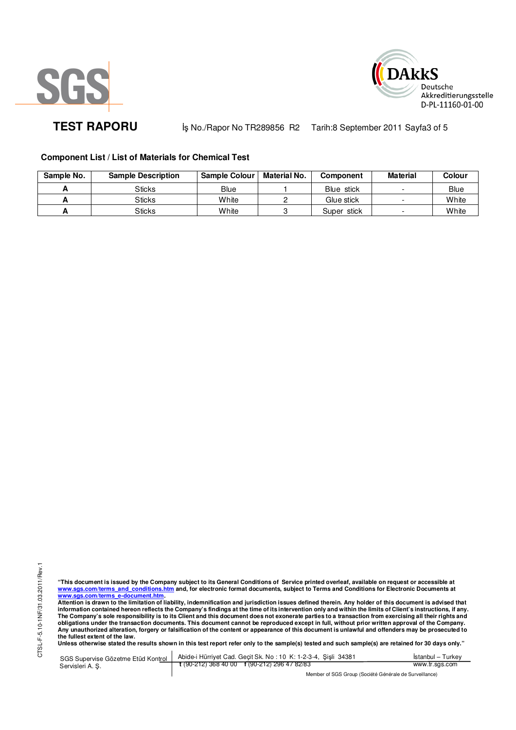**TEST RAPORU** İş No./Rapor No TR289856 R2 Tarih:8 September 2011

### Component List / List of Materials for Chemical Test

| Sample No. | Sample Description | Sample Colour | Material No. | Component | Material | Colour |
|---|---|---|---|---|---|---|
| **A** | Sticks | Blue | 1 | Blue stick | - | Blue |
| **A** | Sticks | White | 2 | Glue stick | - | White |
| **A** | Sticks | White | 3 | Super stick | - | White |

**"This document is issued by the Company subject to its General Conditions of Service printed overleaf, available on request or accessible at www.sgs.com/terms_and_conditions.htm and, for electronic format documents, subject to Terms and Conditions for Electronic Documents at www.sgs.com/terms_e-document.htm.**
**Attention is drawn to the limitation of liability, indemnification and jurisdiction issues defined therein. Any holder of this document is advised that information contained hereon reflects the Company's findings at the time of its intervention only and within the limits of Client's instructions, if any. The Company's sole responsibility is to its Client and this document does not exonerate parties to a transaction from exercising all their rights and obligations under the transaction documents. This document cannot be reproduced except in full, without prior written approval of the Company. Any unauthorized alteration, forgery or falsification of the content or appearance of this document is unlawful and offenders may be prosecuted to the fullest extent of the law.**
**Unless otherwise stated the results shown in this test report refer only to the sample(s) tested and such sample(s) are retained for 30 days only."**

SGS Supervise Gözetme Etüd Kontrol Servisleri A. Ş. | Abide-i Hürriyet Cad. Geçit Sk. No : 10 K: 1-2-3-4, Şişli 34381 | İstanbul – Turkey
t (90-212) 368 40 00 f (90-212) 296 47 82/83 | www.tr.sgs.com
Member of SGS Group (Société Générale de Surveillance)

CTSL-F-5.10-1NF/31.03.2011/Rev.1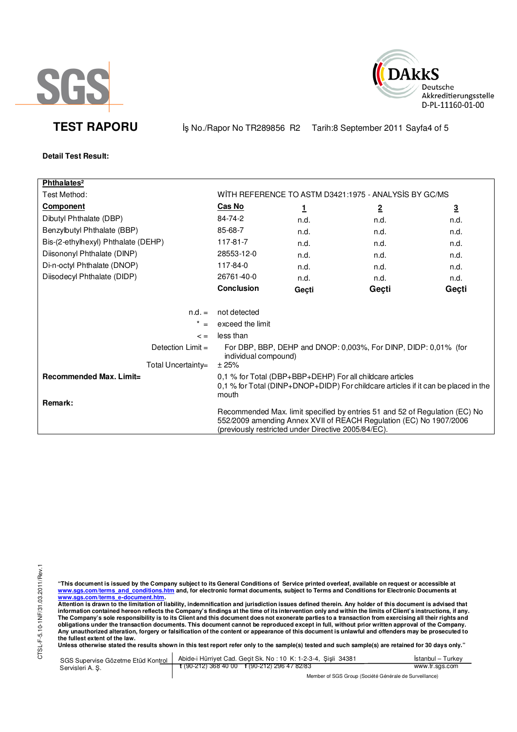**TEST RAPORU**  İş No./Rapor No TR289856 R2  Tarih:8 September 2011

**Detail Test Result:**

| **Phthalates²** | | | | |
|---|---|---|---|---|
| Test Method: | WİTH REFERENCE TO ASTM D3421:1975 - ANALYSİS BY GC/MS | | | |
| **Component** | **Cas No** | **1** | **2** | **3** |
| Dibutyl Phthalate (DBP) | 84-74-2 | n.d. | n.d. | n.d. |
| Benzylbutyl Phthalate (BBP) | 85-68-7 | n.d. | n.d. | n.d. |
| Bis-(2-ethylhexyl) Phthalate (DEHP) | 117-81-7 | n.d. | n.d. | n.d. |
| Diisononyl Phthalate (DINP) | 28553-12-0 | n.d. | n.d. | n.d. |
| Di-n-octyl Phthalate (DNOP) | 117-84-0 | n.d. | n.d. | n.d. |
| Diisodecyl Phthalate (DIDP) | 26761-40-0 | n.d. | n.d. | n.d. |
| | **Conclusion** | **Geçti** | **Geçti** | **Geçti** |

n.d. = not detected

\* = exceed the limit

< = less than

Detection Limit = For DBP, BBP, DEHP and DNOP: 0,003%, For DINP, DIDP: 0,01% (for individual compound)

Total Uncertainty= ± 25%

**Recommended Max. Limit=** 0,1 % for Total (DBP+BBP+DEHP) For all childcare articles
0,1 % for Total (DINP+DNOP+DIDP) For childcare articles if it can be placed in the mouth

**Remark:**

Recommended Max. limit specified by entries 51 and 52 of Regulation (EC) No 552/2009 amending Annex XVII of REACH Regulation (EC) No 1907/2006 (previously restricted under Directive 2005/84/EC).

**"This document is issued by the Company subject to its General Conditions of Service printed overleaf, available on request or accessible at www.sgs.com/terms_and_conditions.htm and, for electronic format documents, subject to Terms and Conditions for Electronic Documents at www.sgs.com/terms_e-document.htm.**
**Attention is drawn to the limitation of liability, indemnification and jurisdiction issues defined therein. Any holder of this document is advised that information contained hereon reflects the Company's findings at the time of its intervention only and within the limits of Client's instructions, if any. The Company's sole responsibility is to its Client and this document does not exonerate parties to a transaction from exercising all their rights and obligations under the transaction documents. This document cannot be reproduced except in full, without prior written approval of the Company. Any unauthorized alteration, forgery or falsification of the content or appearance of this document is unlawful and offenders may be prosecuted to the fullest extent of the law.**
**Unless otherwise stated the results shown in this test report refer only to the sample(s) tested and such sample(s) are retained for 30 days only."**

SGS Supervise Gözetme Etüd Kontrol Servisleri A. Ş. | Abide-i Hürriyet Cad. Geçit Sk. No : 10 K: 1-2-3-4, Şişli 34381 | İstanbul – Turkey
t (90-212) 368 40 00 f (90-212) 296 47 82/83 | www.tr.sgs.com

Member of SGS Group (Société Générale de Surveillance)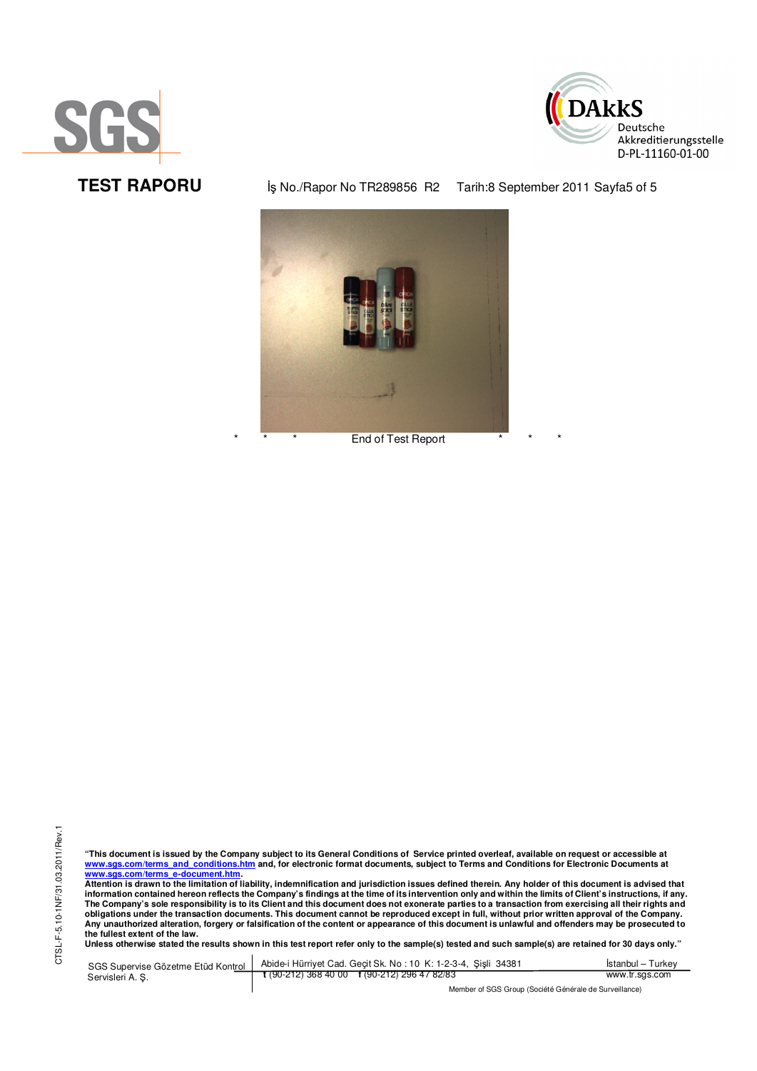\*     \*     \*     End of Test Report     \*     \*     \*

"This document is issued by the Company subject to its General Conditions of Service printed overleaf, available on request or accessible at www.sgs.com/terms_and_conditions.htm and, for electronic format documents, subject to Terms and Conditions for Electronic Documents at www.sgs.com/terms_e-document.htm.
Attention is drawn to the limitation of liability, indemnification and jurisdiction issues defined therein. Any holder of this document is advised that information contained hereon reflects the Company's findings at the time of its intervention only and within the limits of Client's instructions, if any. The Company's sole responsibility is to its Client and this document does not exonerate parties to a transaction from exercising all their rights and obligations under the transaction documents. This document cannot be reproduced except in full, without prior written approval of the Company. Any unauthorized alteration, forgery or falsification of the content or appearance of this document is unlawful and offenders may be prosecuted to the fullest extent of the law.
Unless otherwise stated the results shown in this test report refer only to the sample(s) tested and such sample(s) are retained for 30 days only."

SGS Supervise Gözetme Etüd Kontrol Servisleri A. Ş. | Abide-i Hürriyet Cad. Geçit Sk. No : 10 K: 1-2-3-4, Şişli 34381 | İstanbul – Turkey
t (90-212) 368 40 00 f (90-212) 296 47 82/83 | www.tr.sgs.com

Member of SGS Group (Société Générale de Surveillance)